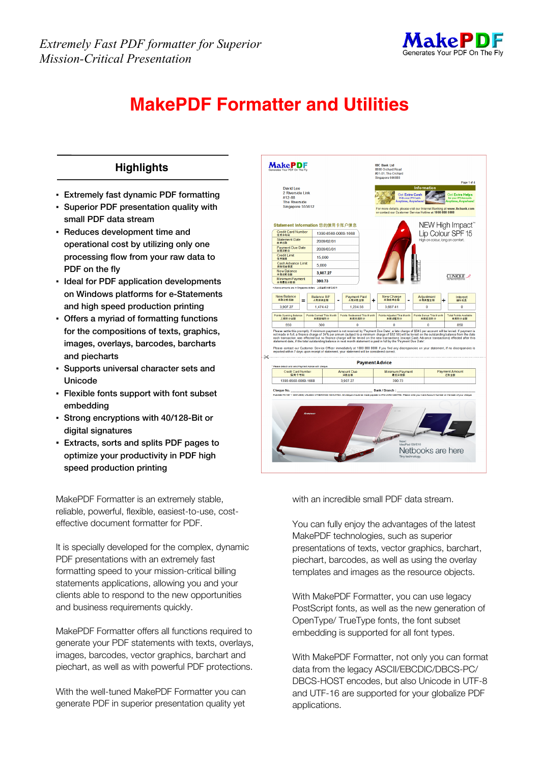# MakePDF Formatter and Utilities

## Highlights

- Extremely fast dynamic PDF formatting
- Superior PDF presentation quality with small PDF data stream
- Reduces development time and operational cost by utilizing only one processing flow from your raw data to PDF on the fly
- Ideal for PDF application developments on Windows platforms for e-Statements and high speed production printing
- Offers a myriad of formatting functions for the compositions of texts, graphics, images, overlays, barcodes, barcharts and piecharts
- Supports universal character sets and Unicode
- Flexible fonts support with font subset embedding
- Strong encryptions with 40/128-Bit or digital signatures
- Extracts, sorts and splits PDF pages to optimize your productivity in PDF high speed production printing

MakePDF Formatter is an extremely stable, reliable, powerful, flexible, easiest-to-use, cost-effective document formatter for PDF.

It is specially developed for the complex, dynamic PDF presentations with an extremely fast formatting speed to your mission-critical billing statements applications, allowing you and your clients able to respond to the new opportunities and business requirements quickly.

MakePDF Formatter offers all functions required to generate your PDF statements with texts, overlays, images, barcodes, vector graphics, barchart and piechart, as well as with powerful PDF protections.

With the well-tuned MakePDF Formatter you can generate PDF in superior presentation quality yet with an incredible small PDF data stream.

You can fully enjoy the advantages of the latest MakePDF technologies, such as superior presentations of texts, vector graphics, barchart, piechart, barcodes, as well as using the overlay templates and images as the resource objects.

With MakePDF Formatter, you can use legacy PostScript fonts, as well as the new generation of OpenType/ TrueType fonts, the font subset embedding is supported for all font types.

With MakePDF Formatter, not only you can format data from the legacy ASCII/EBCDIC/DBCS-PC/ DBCS-HOST encodes, but also Unicode in UTF-8 and UTF-16 are supported for your globalize PDF applications.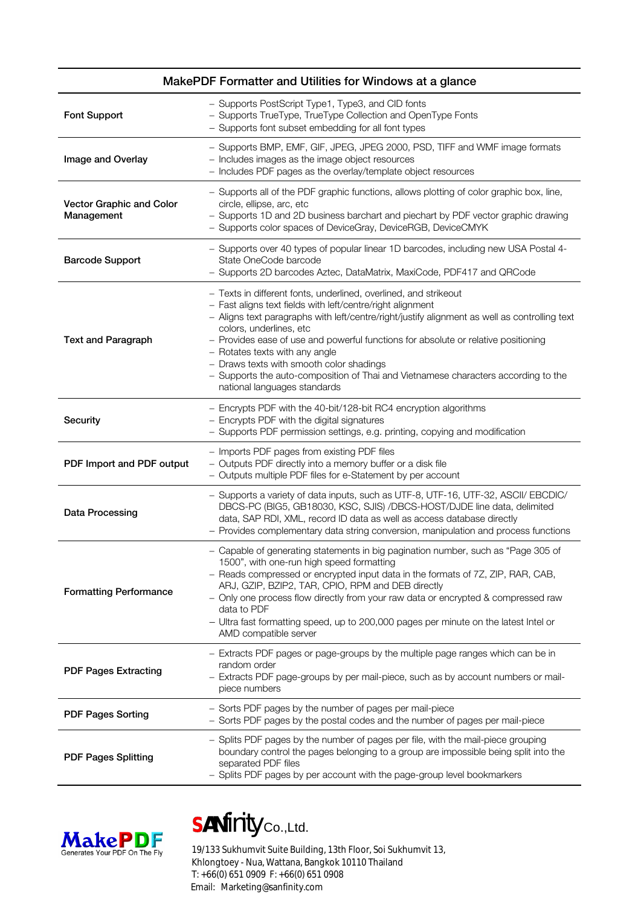| MakePDF Formatter and Utilities for Windows at a glance | |
|---|---|
| **Font Support** | – Supports PostScript Type1, Type3, and CID fonts<br>– Supports TrueType, TrueType Collection and OpenType Fonts<br>– Supports font subset embedding for all font types |
| **Image and Overlay** | – Supports BMP, EMF, GIF, JPEG, JPEG 2000, PSD, TIFF and WMF image formats<br>– Includes images as the image object resources<br>– Includes PDF pages as the overlay/template object resources |
| **Vector Graphic and Color Management** | – Supports all of the PDF graphic functions, allows plotting of color graphic box, line, circle, ellipse, arc, etc<br>– Supports 1D and 2D business barchart and piechart by PDF vector graphic drawing<br>– Supports color spaces of DeviceGray, DeviceRGB, DeviceCMYK |
| **Barcode Support** | – Supports over 40 types of popular linear 1D barcodes, including new USA Postal 4-State OneCode barcode<br>– Supports 2D barcodes Aztec, DataMatrix, MaxiCode, PDF417 and QRCode |
| **Text and Paragraph** | – Texts in different fonts, underlined, overlined, and strikeout<br>– Fast aligns text fields with left/centre/right alignment<br>– Aligns text paragraphs with left/centre/right/justify alignment as well as controlling text colors, underlines, etc<br>– Provides ease of use and powerful functions for absolute or relative positioning<br>– Rotates texts with any angle<br>– Draws texts with smooth color shadings<br>– Supports the auto-composition of Thai and Vietnamese characters according to the national languages standards |
| **Security** | – Encrypts PDF with the 40-bit/128-bit RC4 encryption algorithms<br>– Encrypts PDF with the digital signatures<br>– Supports PDF permission settings, e.g. printing, copying and modification |
| **PDF Import and PDF output** | – Imports PDF pages from existing PDF files<br>– Outputs PDF directly into a memory buffer or a disk file<br>– Outputs multiple PDF files for e-Statement by per account |
| **Data Processing** | – Supports a variety of data inputs, such as UTF-8, UTF-16, UTF-32, ASCII/ EBCDIC/ DBCS-PC (BIG5, GB18030, KSC, SJIS) /DBCS-HOST/DJDE line data, delimited data, SAP RDI, XML, record ID data as well as access database directly<br>– Provides complementary data string conversion, manipulation and process functions |
| **Formatting Performance** | – Capable of generating statements in big pagination number, such as "Page 305 of 1500", with one-run high speed formatting<br>– Reads compressed or encrypted input data in the formats of 7Z, ZIP, RAR, CAB, ARJ, GZIP, BZIP2, TAR, CPIO, RPM and DEB directly<br>– Only one process flow directly from your raw data or encrypted & compressed raw data to PDF<br>– Ultra fast formatting speed, up to 200,000 pages per minute on the latest Intel or AMD compatible server |
| **PDF Pages Extracting** | – Extracts PDF pages or page-groups by the multiple page ranges which can be in random order<br>– Extracts PDF page-groups by per mail-piece, such as by account numbers or mail-piece numbers |
| **PDF Pages Sorting** | – Sorts PDF pages by the number of pages per mail-piece<br>– Sorts PDF pages by the postal codes and the number of pages per mail-piece |
| **PDF Pages Splitting** | – Splits PDF pages by the number of pages per file, with the mail-piece grouping boundary control the pages belonging to a group are impossible being split into the separated PDF files<br>– Splits PDF pages by per account with the page-group level bookmarkers |

MakePDF
Generates Your PDF On The Fly

SANfinity Co.,Ltd.

19/133 Sukhumvit Suite Building, 13th Floor, Soi Sukhumvit 13,
Khlongtoey - Nua, Wattana, Bangkok 10110 Thailand
T: +66(0) 651 0909 F: +66(0) 651 0908
Email: Marketing@sanfinity.com